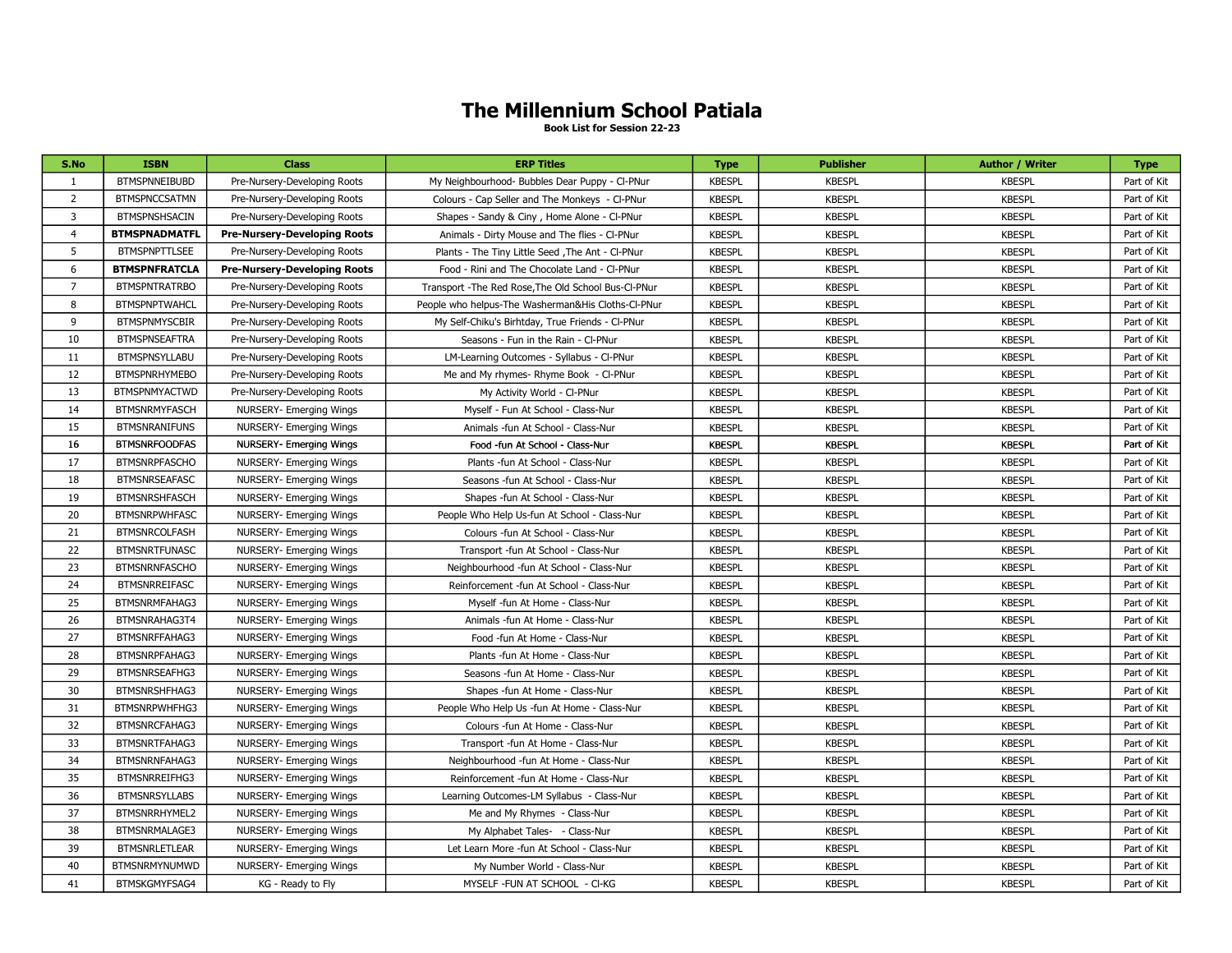# The Millennium School Patiala

**Book List for Session 22-23**

| S.No | ISBN | Class | ERP Titles | Type | Publisher | Author / Writer | Type |
|---|---|---|---|---|---|---|---|
| 1 | BTMSPNNEIBUBD | Pre-Nursery-Developing Roots | My Neighbourhood- Bubbles Dear Puppy - Cl-PNur | KBESPL | KBESPL | KBESPL | Part of Kit |
| 2 | BTMSPNCCSATMN | Pre-Nursery-Developing Roots | Colours - Cap Seller and The Monkeys - Cl-PNur | KBESPL | KBESPL | KBESPL | Part of Kit |
| 3 | BTMSPNSHSACIN | Pre-Nursery-Developing Roots | Shapes - Sandy & Ciny , Home Alone - Cl-PNur | KBESPL | KBESPL | KBESPL | Part of Kit |
| 4 | **BTMSPNADMATFL** | **Pre-Nursery-Developing Roots** | Animals - Dirty Mouse and The flies - Cl-PNur | KBESPL | KBESPL | KBESPL | Part of Kit |
| 5 | BTMSPNPTTLSEE | Pre-Nursery-Developing Roots | Plants - The Tiny Little Seed ,The Ant - Cl-PNur | KBESPL | KBESPL | KBESPL | Part of Kit |
| 6 | **BTMSPNFRATCLA** | **Pre-Nursery-Developing Roots** | Food - Rini and The Chocolate Land - Cl-PNur | KBESPL | KBESPL | KBESPL | Part of Kit |
| 7 | BTMSPNTRATRBO | Pre-Nursery-Developing Roots | Transport -The Red Rose,The Old School Bus-Cl-PNur | KBESPL | KBESPL | KBESPL | Part of Kit |
| 8 | BTMSPNPTWAHCL | Pre-Nursery-Developing Roots | People who helpus-The Washerman&His Cloths-Cl-PNur | KBESPL | KBESPL | KBESPL | Part of Kit |
| 9 | BTMSPNMYSCBIR | Pre-Nursery-Developing Roots | My Self-Chiku's Birhtday, True Friends - Cl-PNur | KBESPL | KBESPL | KBESPL | Part of Kit |
| 10 | BTMSPNSEAFTRA | Pre-Nursery-Developing Roots | Seasons - Fun in the Rain - Cl-PNur | KBESPL | KBESPL | KBESPL | Part of Kit |
| 11 | BTMSPNSYLLABU | Pre-Nursery-Developing Roots | LM-Learning Outcomes - Syllabus - Cl-PNur | KBESPL | KBESPL | KBESPL | Part of Kit |
| 12 | BTMSPNRHYMEBO | Pre-Nursery-Developing Roots | Me and My rhymes- Rhyme Book - Cl-PNur | KBESPL | KBESPL | KBESPL | Part of Kit |
| 13 | BTMSPNMYACTWD | Pre-Nursery-Developing Roots | My Activity World - Cl-PNur | KBESPL | KBESPL | KBESPL | Part of Kit |
| 14 | BTMSNRMYFASCH | NURSERY- Emerging Wings | Myself - Fun At School - Class-Nur | KBESPL | KBESPL | KBESPL | Part of Kit |
| 15 | BTMSNRANIFUNS | NURSERY- Emerging Wings | Animals -fun At School - Class-Nur | KBESPL | KBESPL | KBESPL | Part of Kit |
| 16 | BTMSNRFOODFAS | NURSERY- Emerging Wings | Food -fun At School - Class-Nur | KBESPL | KBESPL | KBESPL | Part of Kit |
| 17 | BTMSNRPFASCHO | NURSERY- Emerging Wings | Plants -fun At School - Class-Nur | KBESPL | KBESPL | KBESPL | Part of Kit |
| 18 | BTMSNRSEAFASC | NURSERY- Emerging Wings | Seasons -fun At School - Class-Nur | KBESPL | KBESPL | KBESPL | Part of Kit |
| 19 | BTMSNRSHFASCH | NURSERY- Emerging Wings | Shapes -fun At School - Class-Nur | KBESPL | KBESPL | KBESPL | Part of Kit |
| 20 | BTMSNRPWHFASC | NURSERY- Emerging Wings | People Who Help Us-fun At School - Class-Nur | KBESPL | KBESPL | KBESPL | Part of Kit |
| 21 | BTMSNRCOLFASH | NURSERY- Emerging Wings | Colours -fun At School - Class-Nur | KBESPL | KBESPL | KBESPL | Part of Kit |
| 22 | BTMSNRTFUNASC | NURSERY- Emerging Wings | Transport -fun At School - Class-Nur | KBESPL | KBESPL | KBESPL | Part of Kit |
| 23 | BTMSNRNFASCHO | NURSERY- Emerging Wings | Neighbourhood -fun At School - Class-Nur | KBESPL | KBESPL | KBESPL | Part of Kit |
| 24 | BTMSNRREIFASC | NURSERY- Emerging Wings | Reinforcement -fun At School - Class-Nur | KBESPL | KBESPL | KBESPL | Part of Kit |
| 25 | BTMSNRMFAHAG3 | NURSERY- Emerging Wings | Myself -fun At Home - Class-Nur | KBESPL | KBESPL | KBESPL | Part of Kit |
| 26 | BTMSNRAHAG3T4 | NURSERY- Emerging Wings | Animals -fun At Home - Class-Nur | KBESPL | KBESPL | KBESPL | Part of Kit |
| 27 | BTMSNRFFAHAG3 | NURSERY- Emerging Wings | Food -fun At Home - Class-Nur | KBESPL | KBESPL | KBESPL | Part of Kit |
| 28 | BTMSNRPFAHAG3 | NURSERY- Emerging Wings | Plants -fun At Home - Class-Nur | KBESPL | KBESPL | KBESPL | Part of Kit |
| 29 | BTMSNRSEAFHG3 | NURSERY- Emerging Wings | Seasons -fun At Home - Class-Nur | KBESPL | KBESPL | KBESPL | Part of Kit |
| 30 | BTMSNRSHFHAG3 | NURSERY- Emerging Wings | Shapes -fun At Home - Class-Nur | KBESPL | KBESPL | KBESPL | Part of Kit |
| 31 | BTMSNRPWHFHG3 | NURSERY- Emerging Wings | People Who Help Us -fun At Home - Class-Nur | KBESPL | KBESPL | KBESPL | Part of Kit |
| 32 | BTMSNRCFAHAG3 | NURSERY- Emerging Wings | Colours -fun At Home - Class-Nur | KBESPL | KBESPL | KBESPL | Part of Kit |
| 33 | BTMSNRTFAHAG3 | NURSERY- Emerging Wings | Transport -fun At Home - Class-Nur | KBESPL | KBESPL | KBESPL | Part of Kit |
| 34 | BTMSNRNFAHAG3 | NURSERY- Emerging Wings | Neighbourhood -fun At Home - Class-Nur | KBESPL | KBESPL | KBESPL | Part of Kit |
| 35 | BTMSNRREIFHG3 | NURSERY- Emerging Wings | Reinforcement -fun At Home - Class-Nur | KBESPL | KBESPL | KBESPL | Part of Kit |
| 36 | BTMSNRSYLLABS | NURSERY- Emerging Wings | Learning Outcomes-LM Syllabus - Class-Nur | KBESPL | KBESPL | KBESPL | Part of Kit |
| 37 | BTMSNRRHYMEL2 | NURSERY- Emerging Wings | Me and My Rhymes - Class-Nur | KBESPL | KBESPL | KBESPL | Part of Kit |
| 38 | BTMSNRMALAGE3 | NURSERY- Emerging Wings | My Alphabet Tales- - Class-Nur | KBESPL | KBESPL | KBESPL | Part of Kit |
| 39 | BTMSNRLETLEAR | NURSERY- Emerging Wings | Let Learn More -fun At School - Class-Nur | KBESPL | KBESPL | KBESPL | Part of Kit |
| 40 | BTMSNRMYNUMWD | NURSERY- Emerging Wings | My Number World - Class-Nur | KBESPL | KBESPL | KBESPL | Part of Kit |
| 41 | BTMSKGMYFSAG4 | KG - Ready to Fly | MYSELF -FUN AT SCHOOL - Cl-KG | KBESPL | KBESPL | KBESPL | Part of Kit |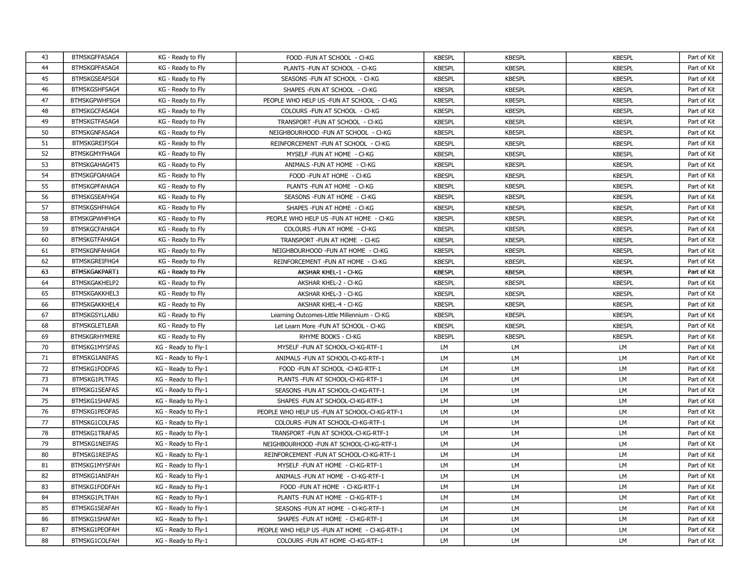| 43 | BTMSKGFFASAG4 | KG - Ready to Fly | FOOD -FUN AT SCHOOL - CI-KG | KBESPL | KBESPL | KBESPL | Part of Kit |
|---|---|---|---|---|---|---|---|
| 44 | BTMSKGPFASAG4 | KG - Ready to Fly | PLANTS -FUN AT SCHOOL - CI-KG | KBESPL | KBESPL | KBESPL | Part of Kit |
| 45 | BTMSKGSEAFSG4 | KG - Ready to Fly | SEASONS -FUN AT SCHOOL - CI-KG | KBESPL | KBESPL | KBESPL | Part of Kit |
| 46 | BTMSKGSHFSAG4 | KG - Ready to Fly | SHAPES -FUN AT SCHOOL - CI-KG | KBESPL | KBESPL | KBESPL | Part of Kit |
| 47 | BTMSKGPWHFSG4 | KG - Ready to Fly | PEOPLE WHO HELP US -FUN AT SCHOOL - CI-KG | KBESPL | KBESPL | KBESPL | Part of Kit |
| 48 | BTMSKGCFASAG4 | KG - Ready to Fly | COLOURS -FUN AT SCHOOL - CI-KG | KBESPL | KBESPL | KBESPL | Part of Kit |
| 49 | BTMSKGTFASAG4 | KG - Ready to Fly | TRANSPORT -FUN AT SCHOOL - CI-KG | KBESPL | KBESPL | KBESPL | Part of Kit |
| 50 | BTMSKGNFASAG4 | KG - Ready to Fly | NEIGHBOURHOOD -FUN AT SCHOOL - CI-KG | KBESPL | KBESPL | KBESPL | Part of Kit |
| 51 | BTMSKGREIFSG4 | KG - Ready to Fly | REINFORCEMENT -FUN AT SCHOOL - CI-KG | KBESPL | KBESPL | KBESPL | Part of Kit |
| 52 | BTMSKGMYFHAG4 | KG - Ready to Fly | MYSELF -FUN AT HOME - CI-KG | KBESPL | KBESPL | KBESPL | Part of Kit |
| 53 | BTMSKGAHAG4T5 | KG - Ready to Fly | ANIMALS -FUN AT HOME - CI-KG | KBESPL | KBESPL | KBESPL | Part of Kit |
| 54 | BTMSKGFOAHAG4 | KG - Ready to Fly | FOOD -FUN AT HOME - CI-KG | KBESPL | KBESPL | KBESPL | Part of Kit |
| 55 | BTMSKGPFAHAG4 | KG - Ready to Fly | PLANTS -FUN AT HOME - CI-KG | KBESPL | KBESPL | KBESPL | Part of Kit |
| 56 | BTMSKGSEAFHG4 | KG - Ready to Fly | SEASONS -FUN AT HOME - CI-KG | KBESPL | KBESPL | KBESPL | Part of Kit |
| 57 | BTMSKGSHFHAG4 | KG - Ready to Fly | SHAPES -FUN AT HOME - CI-KG | KBESPL | KBESPL | KBESPL | Part of Kit |
| 58 | BTMSKGPWHFHG4 | KG - Ready to Fly | PEOPLE WHO HELP US -FUN AT HOME - CI-KG | KBESPL | KBESPL | KBESPL | Part of Kit |
| 59 | BTMSKGCFAHAG4 | KG - Ready to Fly | COLOURS -FUN AT HOME - CI-KG | KBESPL | KBESPL | KBESPL | Part of Kit |
| 60 | BTMSKGTFAHAG4 | KG - Ready to Fly | TRANSPORT -FUN AT HOME - CI-KG | KBESPL | KBESPL | KBESPL | Part of Kit |
| 61 | BTMSKGNFAHAG4 | KG - Ready to Fly | NEIGHBOURHOOD -FUN AT HOME - CI-KG | KBESPL | KBESPL | KBESPL | Part of Kit |
| 62 | BTMSKGREIFHG4 | KG - Ready to Fly | REINFORCEMENT -FUN AT HOME - CI-KG | KBESPL | KBESPL | KBESPL | Part of Kit |
| 63 | BTMSKGAKPART1 | KG - Ready to Fly | AKSHAR KHEL-1 - CI-KG | KBESPL | KBESPL | KBESPL | Part of Kit |
| 64 | BTMSKGAKHELP2 | KG - Ready to Fly | AKSHAR KHEL-2 - CI-KG | KBESPL | KBESPL | KBESPL | Part of Kit |
| 65 | BTMSKGAKKHEL3 | KG - Ready to Fly | AKSHAR KHEL-3 - CI-KG | KBESPL | KBESPL | KBESPL | Part of Kit |
| 66 | BTMSKGAKKHEL4 | KG - Ready to Fly | AKSHAR KHEL-4 - CI-KG | KBESPL | KBESPL | KBESPL | Part of Kit |
| 67 | BTMSKGSYLLABU | KG - Ready to Fly | Learning Outcomes-Little Millennium - CI-KG | KBESPL | KBESPL | KBESPL | Part of Kit |
| 68 | BTMSKGLETLEAR | KG - Ready to Fly | Let Learn More -FUN AT SCHOOL - CI-KG | KBESPL | KBESPL | KBESPL | Part of Kit |
| 69 | BTMSKGRHYMERE | KG - Ready to Fly | RHYME BOOKS - CI-KG | KBESPL | KBESPL | KBESPL | Part of Kit |
| 70 | BTMSKG1MYSFAS | KG - Ready to Fly-1 | MYSELF -FUN AT SCHOOL-CI-KG-RTF-1 | LM | LM | LM | Part of Kit |
| 71 | BTMSKG1ANIFAS | KG - Ready to Fly-1 | ANIMALS -FUN AT SCHOOL-CI-KG-RTF-1 | LM | LM | LM | Part of Kit |
| 72 | BTMSKG1FODFAS | KG - Ready to Fly-1 | FOOD -FUN AT SCHOOL -CI-KG-RTF-1 | LM | LM | LM | Part of Kit |
| 73 | BTMSKG1PLTFAS | KG - Ready to Fly-1 | PLANTS -FUN AT SCHOOL-CI-KG-RTF-1 | LM | LM | LM | Part of Kit |
| 74 | BTMSKG1SEAFAS | KG - Ready to Fly-1 | SEASONS -FUN AT SCHOOL-CI-KG-RTF-1 | LM | LM | LM | Part of Kit |
| 75 | BTMSKG1SHAFAS | KG - Ready to Fly-1 | SHAPES -FUN AT SCHOOL-CI-KG-RTF-1 | LM | LM | LM | Part of Kit |
| 76 | BTMSKG1PEOFAS | KG - Ready to Fly-1 | PEOPLE WHO HELP US -FUN AT SCHOOL-CI-KG-RTF-1 | LM | LM | LM | Part of Kit |
| 77 | BTMSKG1COLFAS | KG - Ready to Fly-1 | COLOURS -FUN AT SCHOOL-CI-KG-RTF-1 | LM | LM | LM | Part of Kit |
| 78 | BTMSKG1TRAFAS | KG - Ready to Fly-1 | TRANSPORT -FUN AT SCHOOL-CI-KG-RTF-1 | LM | LM | LM | Part of Kit |
| 79 | BTMSKG1NEIFAS | KG - Ready to Fly-1 | NEIGHBOURHOOD -FUN AT SCHOOL-CI-KG-RTF-1 | LM | LM | LM | Part of Kit |
| 80 | BTMSKG1REIFAS | KG - Ready to Fly-1 | REINFORCEMENT -FUN AT SCHOOL-CI-KG-RTF-1 | LM | LM | LM | Part of Kit |
| 81 | BTMSKG1MYSFAH | KG - Ready to Fly-1 | MYSELF -FUN AT HOME - CI-KG-RTF-1 | LM | LM | LM | Part of Kit |
| 82 | BTMSKG1ANIFAH | KG - Ready to Fly-1 | ANIMALS -FUN AT HOME - CI-KG-RTF-1 | LM | LM | LM | Part of Kit |
| 83 | BTMSKG1FODFAH | KG - Ready to Fly-1 | FOOD -FUN AT HOME - CI-KG-RTF-1 | LM | LM | LM | Part of Kit |
| 84 | BTMSKG1PLTFAH | KG - Ready to Fly-1 | PLANTS -FUN AT HOME - CI-KG-RTF-1 | LM | LM | LM | Part of Kit |
| 85 | BTMSKG1SEAFAH | KG - Ready to Fly-1 | SEASONS -FUN AT HOME - CI-KG-RTF-1 | LM | LM | LM | Part of Kit |
| 86 | BTMSKG1SHAFAH | KG - Ready to Fly-1 | SHAPES -FUN AT HOME - CI-KG-RTF-1 | LM | LM | LM | Part of Kit |
| 87 | BTMSKG1PEOFAH | KG - Ready to Fly-1 | PEOPLE WHO HELP US -FUN AT HOME - CI-KG-RTF-1 | LM | LM | LM | Part of Kit |
| 88 | BTMSKG1COLFAH | KG - Ready to Fly-1 | COLOURS -FUN AT HOME -CI-KG-RTF-1 | LM | LM | LM | Part of Kit |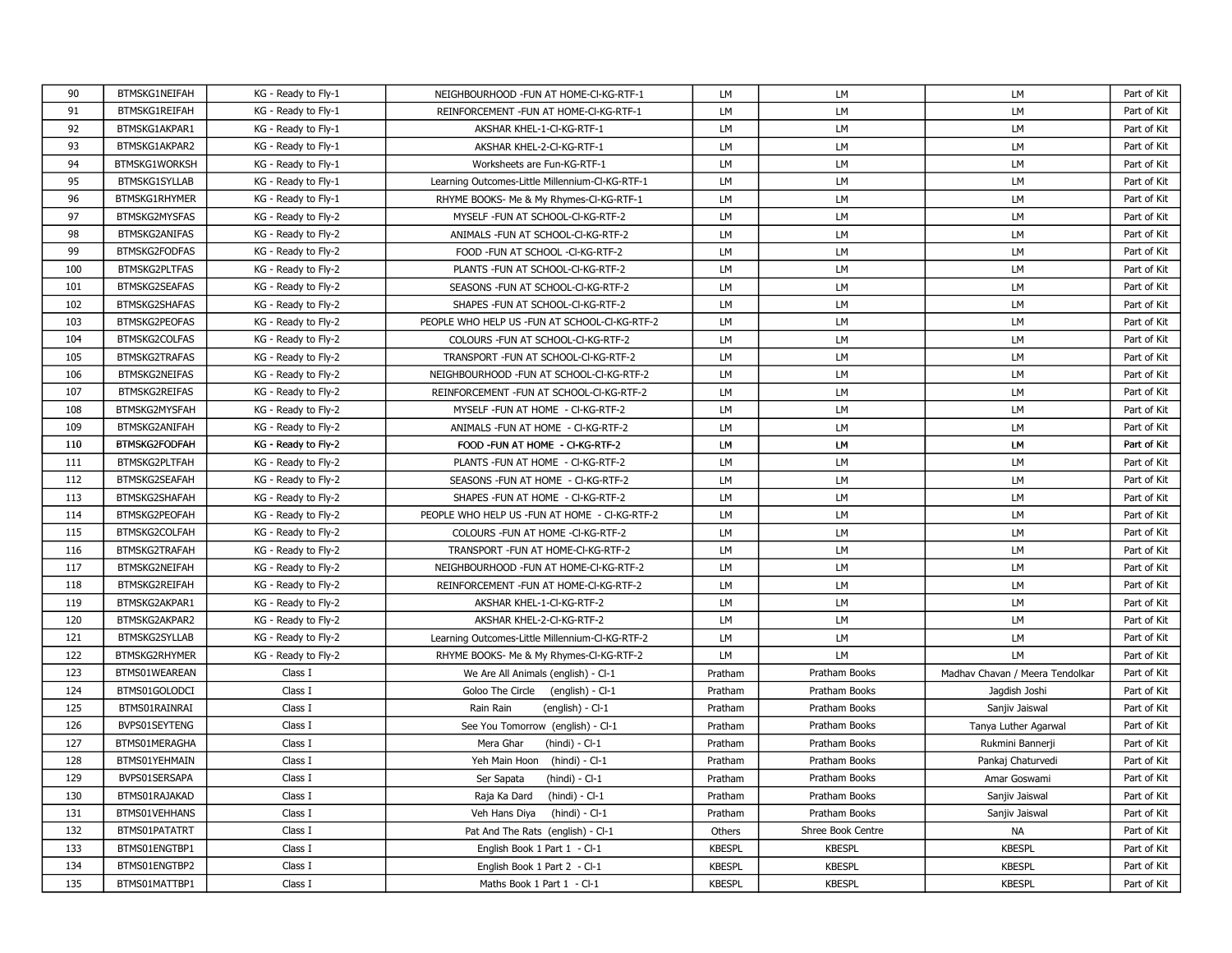| 90 | BTMSKG1NEIFAH | KG - Ready to Fly-1 | NEIGHBOURHOOD -FUN AT HOME-Cl-KG-RTF-1 | LM | LM | LM | Part of Kit |
|---|---|---|---|---|---|---|---|
| 91 | BTMSKG1REIFAH | KG - Ready to Fly-1 | REINFORCEMENT -FUN AT HOME-Cl-KG-RTF-1 | LM | LM | LM | Part of Kit |
| 92 | BTMSKG1AKPAR1 | KG - Ready to Fly-1 | AKSHAR KHEL-1-Cl-KG-RTF-1 | LM | LM | LM | Part of Kit |
| 93 | BTMSKG1AKPAR2 | KG - Ready to Fly-1 | AKSHAR KHEL-2-Cl-KG-RTF-1 | LM | LM | LM | Part of Kit |
| 94 | BTMSKG1WORKSH | KG - Ready to Fly-1 | Worksheets are Fun-KG-RTF-1 | LM | LM | LM | Part of Kit |
| 95 | BTMSKG1SYLLAB | KG - Ready to Fly-1 | Learning Outcomes-Little Millennium-Cl-KG-RTF-1 | LM | LM | LM | Part of Kit |
| 96 | BTMSKG1RHYMER | KG - Ready to Fly-1 | RHYME BOOKS- Me & My Rhymes-Cl-KG-RTF-1 | LM | LM | LM | Part of Kit |
| 97 | BTMSKG2MYSFAS | KG - Ready to Fly-2 | MYSELF -FUN AT SCHOOL-Cl-KG-RTF-2 | LM | LM | LM | Part of Kit |
| 98 | BTMSKG2ANIFAS | KG - Ready to Fly-2 | ANIMALS -FUN AT SCHOOL-Cl-KG-RTF-2 | LM | LM | LM | Part of Kit |
| 99 | BTMSKG2FODFAS | KG - Ready to Fly-2 | FOOD -FUN AT SCHOOL -Cl-KG-RTF-2 | LM | LM | LM | Part of Kit |
| 100 | BTMSKG2PLTFAS | KG - Ready to Fly-2 | PLANTS -FUN AT SCHOOL-Cl-KG-RTF-2 | LM | LM | LM | Part of Kit |
| 101 | BTMSKG2SEAFAS | KG - Ready to Fly-2 | SEASONS -FUN AT SCHOOL-Cl-KG-RTF-2 | LM | LM | LM | Part of Kit |
| 102 | BTMSKG2SHAFAS | KG - Ready to Fly-2 | SHAPES -FUN AT SCHOOL-Cl-KG-RTF-2 | LM | LM | LM | Part of Kit |
| 103 | BTMSKG2PEOFAS | KG - Ready to Fly-2 | PEOPLE WHO HELP US -FUN AT SCHOOL-Cl-KG-RTF-2 | LM | LM | LM | Part of Kit |
| 104 | BTMSKG2COLFAS | KG - Ready to Fly-2 | COLOURS -FUN AT SCHOOL-Cl-KG-RTF-2 | LM | LM | LM | Part of Kit |
| 105 | BTMSKG2TRAFAS | KG - Ready to Fly-2 | TRANSPORT -FUN AT SCHOOL-Cl-KG-RTF-2 | LM | LM | LM | Part of Kit |
| 106 | BTMSKG2NEIFAS | KG - Ready to Fly-2 | NEIGHBOURHOOD -FUN AT SCHOOL-Cl-KG-RTF-2 | LM | LM | LM | Part of Kit |
| 107 | BTMSKG2REIFAS | KG - Ready to Fly-2 | REINFORCEMENT -FUN AT SCHOOL-Cl-KG-RTF-2 | LM | LM | LM | Part of Kit |
| 108 | BTMSKG2MYSFAH | KG - Ready to Fly-2 | MYSELF -FUN AT HOME - Cl-KG-RTF-2 | LM | LM | LM | Part of Kit |
| 109 | BTMSKG2ANIFAH | KG - Ready to Fly-2 | ANIMALS -FUN AT HOME - Cl-KG-RTF-2 | LM | LM | LM | Part of Kit |
| 110 | BTMSKG2FODFAH | KG - Ready to Fly-2 | FOOD -FUN AT HOME - Cl-KG-RTF-2 | LM | LM | LM | Part of Kit |
| 111 | BTMSKG2PLTFAH | KG - Ready to Fly-2 | PLANTS -FUN AT HOME - Cl-KG-RTF-2 | LM | LM | LM | Part of Kit |
| 112 | BTMSKG2SEAFAH | KG - Ready to Fly-2 | SEASONS -FUN AT HOME - Cl-KG-RTF-2 | LM | LM | LM | Part of Kit |
| 113 | BTMSKG2SHAFAH | KG - Ready to Fly-2 | SHAPES -FUN AT HOME - Cl-KG-RTF-2 | LM | LM | LM | Part of Kit |
| 114 | BTMSKG2PEOFAH | KG - Ready to Fly-2 | PEOPLE WHO HELP US -FUN AT HOME - Cl-KG-RTF-2 | LM | LM | LM | Part of Kit |
| 115 | BTMSKG2COLFAH | KG - Ready to Fly-2 | COLOURS -FUN AT HOME -Cl-KG-RTF-2 | LM | LM | LM | Part of Kit |
| 116 | BTMSKG2TRAFAH | KG - Ready to Fly-2 | TRANSPORT -FUN AT HOME-Cl-KG-RTF-2 | LM | LM | LM | Part of Kit |
| 117 | BTMSKG2NEIFAH | KG - Ready to Fly-2 | NEIGHBOURHOOD -FUN AT HOME-Cl-KG-RTF-2 | LM | LM | LM | Part of Kit |
| 118 | BTMSKG2REIFAH | KG - Ready to Fly-2 | REINFORCEMENT -FUN AT HOME-Cl-KG-RTF-2 | LM | LM | LM | Part of Kit |
| 119 | BTMSKG2AKPAR1 | KG - Ready to Fly-2 | AKSHAR KHEL-1-Cl-KG-RTF-2 | LM | LM | LM | Part of Kit |
| 120 | BTMSKG2AKPAR2 | KG - Ready to Fly-2 | AKSHAR KHEL-2-Cl-KG-RTF-2 | LM | LM | LM | Part of Kit |
| 121 | BTMSKG2SYLLAB | KG - Ready to Fly-2 | Learning Outcomes-Little Millennium-Cl-KG-RTF-2 | LM | LM | LM | Part of Kit |
| 122 | BTMSKG2RHYMER | KG - Ready to Fly-2 | RHYME BOOKS- Me & My Rhymes-Cl-KG-RTF-2 | LM | LM | LM | Part of Kit |
| 123 | BTMS01WEAREAN | Class I | We Are All Animals (english) - Cl-1 | Pratham | Pratham Books | Madhav Chavan / Meera Tendolkar | Part of Kit |
| 124 | BTMS01GOLODCI | Class I | Goloo The Circle (english) - Cl-1 | Pratham | Pratham Books | Jagdish Joshi | Part of Kit |
| 125 | BTMS01RAINRAI | Class I | Rain Rain (english) - Cl-1 | Pratham | Pratham Books | Sanjiv Jaiswal | Part of Kit |
| 126 | BVPS01SEYTENG | Class I | See You Tomorrow (english) - Cl-1 | Pratham | Pratham Books | Tanya Luther Agarwal | Part of Kit |
| 127 | BTMS01MERAGHA | Class I | Mera Ghar (hindi) - Cl-1 | Pratham | Pratham Books | Rukmini Bannerji | Part of Kit |
| 128 | BTMS01YEHMAIN | Class I | Yeh Main Hoon (hindi) - Cl-1 | Pratham | Pratham Books | Pankaj Chaturvedi | Part of Kit |
| 129 | BVPS01SERSAPA | Class I | Ser Sapata (hindi) - Cl-1 | Pratham | Pratham Books | Amar Goswami | Part of Kit |
| 130 | BTMS01RAJAKAD | Class I | Raja Ka Dard (hindi) - Cl-1 | Pratham | Pratham Books | Sanjiv Jaiswal | Part of Kit |
| 131 | BTMS01VEHHANS | Class I | Veh Hans Diya (hindi) - Cl-1 | Pratham | Pratham Books | Sanjiv Jaiswal | Part of Kit |
| 132 | BTMS01PATATRT | Class I | Pat And The Rats (english) - Cl-1 | Others | Shree Book Centre | NA | Part of Kit |
| 133 | BTMS01ENGTBP1 | Class I | English Book 1 Part 1 - Cl-1 | KBESPL | KBESPL | KBESPL | Part of Kit |
| 134 | BTMS01ENGTBP2 | Class I | English Book 1 Part 2 - Cl-1 | KBESPL | KBESPL | KBESPL | Part of Kit |
| 135 | BTMS01MATTBP1 | Class I | Maths Book 1 Part 1 - Cl-1 | KBESPL | KBESPL | KBESPL | Part of Kit |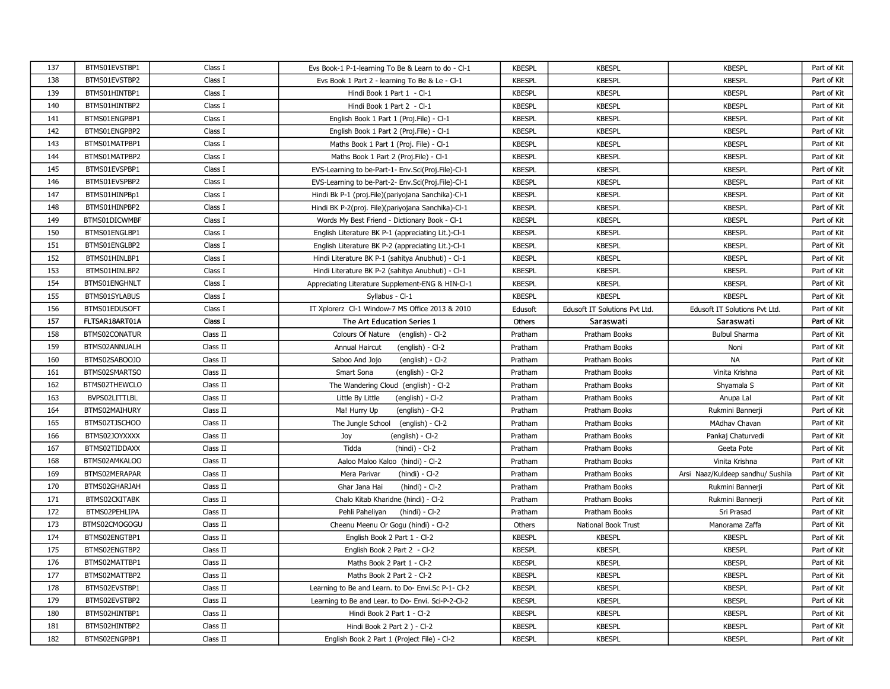| 137 | BTMS01EVSTBP1 | Class I | Evs Book-1 P-1-learning To Be & Learn to do - Cl-1 | KBESPL | KBESPL | KBESPL | Part of Kit |
|---|---|---|---|---|---|---|---|
| 138 | BTMS01EVSTBP2 | Class I | Evs Book 1 Part 2 - learning To Be & Le - Cl-1 | KBESPL | KBESPL | KBESPL | Part of Kit |
| 139 | BTMS01HINTBP1 | Class I | Hindi Book 1 Part 1 - Cl-1 | KBESPL | KBESPL | KBESPL | Part of Kit |
| 140 | BTMS01HINTBP2 | Class I | Hindi Book 1 Part 2 - Cl-1 | KBESPL | KBESPL | KBESPL | Part of Kit |
| 141 | BTMS01ENGPBP1 | Class I | English Book 1 Part 1 (Proj.File) - Cl-1 | KBESPL | KBESPL | KBESPL | Part of Kit |
| 142 | BTMS01ENGPBP2 | Class I | English Book 1 Part 2 (Proj.File) - Cl-1 | KBESPL | KBESPL | KBESPL | Part of Kit |
| 143 | BTMS01MATPBP1 | Class I | Maths Book 1 Part 1 (Proj. File) - Cl-1 | KBESPL | KBESPL | KBESPL | Part of Kit |
| 144 | BTMS01MATPBP2 | Class I | Maths Book 1 Part 2 (Proj.File) - Cl-1 | KBESPL | KBESPL | KBESPL | Part of Kit |
| 145 | BTMS01EVSPBP1 | Class I | EVS-Learning to be-Part-1- Env.Sci(Proj.File)-Cl-1 | KBESPL | KBESPL | KBESPL | Part of Kit |
| 146 | BTMS01EVSPBP2 | Class I | EVS-Learning to be-Part-2- Env.Sci(Proj.File)-Cl-1 | KBESPL | KBESPL | KBESPL | Part of Kit |
| 147 | BTMS01HINPBp1 | Class I | Hindi Bk P-1 (proj.File)(pariyojana Sanchika)-Cl-1 | KBESPL | KBESPL | KBESPL | Part of Kit |
| 148 | BTMS01HINPBP2 | Class I | Hindi BK P-2(proj. File)(pariyojana Sanchika)-Cl-1 | KBESPL | KBESPL | KBESPL | Part of Kit |
| 149 | BTMS01DICWMBF | Class I | Words My Best Friend - Dictionary Book - Cl-1 | KBESPL | KBESPL | KBESPL | Part of Kit |
| 150 | BTMS01ENGLBP1 | Class I | English Literature BK P-1 (appreciating Lit.)-Cl-1 | KBESPL | KBESPL | KBESPL | Part of Kit |
| 151 | BTMS01ENGLBP2 | Class I | English Literature BK P-2 (appreciating Lit.)-Cl-1 | KBESPL | KBESPL | KBESPL | Part of Kit |
| 152 | BTMS01HINLBP1 | Class I | Hindi Literature BK P-1 (sahitya Anubhuti) - Cl-1 | KBESPL | KBESPL | KBESPL | Part of Kit |
| 153 | BTMS01HINLBP2 | Class I | Hindi Literature BK P-2 (sahitya Anubhuti) - Cl-1 | KBESPL | KBESPL | KBESPL | Part of Kit |
| 154 | BTMS01ENGHNLT | Class I | Appreciating Literature Supplement-ENG & HIN-Cl-1 | KBESPL | KBESPL | KBESPL | Part of Kit |
| 155 | BTMS01SYLABUS | Class I | Syllabus - Cl-1 | KBESPL | KBESPL | KBESPL | Part of Kit |
| 156 | BTMS01EDUSOFT | Class I | IT Xplorerz Cl-1 Window-7 MS Office 2013 & 2010 | Edusoft | Edusoft IT Solutions Pvt Ltd. | Edusoft IT Solutions Pvt Ltd. | Part of Kit |
| 157 | FLTSAR18ART01A | Class I | The Art Education Series 1 | Others | Saraswati | Saraswati | Part of Kit |
| 158 | BTMS02CONATUR | Class II | Colours Of Nature (english) - Cl-2 | Pratham | Pratham Books | Bulbul Sharma | Part of Kit |
| 159 | BTMS02ANNUALH | Class II | Annual Haircut (english) - Cl-2 | Pratham | Pratham Books | Noni | Part of Kit |
| 160 | BTMS02SABOOJO | Class II | Saboo And Jojo (english) - Cl-2 | Pratham | Pratham Books | NA | Part of Kit |
| 161 | BTMS02SMARTSO | Class II | Smart Sona (english) - Cl-2 | Pratham | Pratham Books | Vinita Krishna | Part of Kit |
| 162 | BTMS02THEWCLO | Class II | The Wandering Cloud (english) - Cl-2 | Pratham | Pratham Books | Shyamala S | Part of Kit |
| 163 | BVPS02LITTLBL | Class II | Little By Little (english) - Cl-2 | Pratham | Pratham Books | Anupa Lal | Part of Kit |
| 164 | BTMS02MAIHURY | Class II | Ma! Hurry Up (english) - Cl-2 | Pratham | Pratham Books | Rukmini Bannerji | Part of Kit |
| 165 | BTMS02TJSCHOO | Class II | The Jungle School (english) - Cl-2 | Pratham | Pratham Books | MAdhav Chavan | Part of Kit |
| 166 | BTMS02JOYXXXX | Class II | Joy (english) - Cl-2 | Pratham | Pratham Books | Pankaj Chaturvedi | Part of Kit |
| 167 | BTMS02TIDDAXX | Class II | Tidda (hindi) - Cl-2 | Pratham | Pratham Books | Geeta Pote | Part of Kit |
| 168 | BTMS02AMKALOO | Class II | Aaloo Maloo Kaloo (hindi) - Cl-2 | Pratham | Pratham Books | Vinita Krishna | Part of Kit |
| 169 | BTMS02MERAPAR | Class II | Mera Parivar (hindi) - Cl-2 | Pratham | Pratham Books | Arsi Naaz/Kuldeep sandhu/ Sushila | Part of Kit |
| 170 | BTMS02GHARJAH | Class II | Ghar Jana Hai (hindi) - Cl-2 | Pratham | Pratham Books | Rukmini Bannerji | Part of Kit |
| 171 | BTMS02CKITABK | Class II | Chalo Kitab Kharidne (hindi) - Cl-2 | Pratham | Pratham Books | Rukmini Bannerji | Part of Kit |
| 172 | BTMS02PEHLIPA | Class II | Pehli Paheliyan (hindi) - Cl-2 | Pratham | Pratham Books | Sri Prasad | Part of Kit |
| 173 | BTMS02CMOGOGU | Class II | Cheenu Meenu Or Gogu (hindi) - Cl-2 | Others | National Book Trust | Manorama Zaffa | Part of Kit |
| 174 | BTMS02ENGTBP1 | Class II | English Book 2 Part 1 - Cl-2 | KBESPL | KBESPL | KBESPL | Part of Kit |
| 175 | BTMS02ENGTBP2 | Class II | English Book 2 Part 2 - Cl-2 | KBESPL | KBESPL | KBESPL | Part of Kit |
| 176 | BTMS02MATTBP1 | Class II | Maths Book 2 Part 1 - Cl-2 | KBESPL | KBESPL | KBESPL | Part of Kit |
| 177 | BTMS02MATTBP2 | Class II | Maths Book 2 Part 2 - Cl-2 | KBESPL | KBESPL | KBESPL | Part of Kit |
| 178 | BTMS02EVSTBP1 | Class II | Learning to Be and Learn. to Do- Envi.Sc P-1- Cl-2 | KBESPL | KBESPL | KBESPL | Part of Kit |
| 179 | BTMS02EVSTBP2 | Class II | Learning to Be and Lear. to Do- Envi. Sci-P-2-Cl-2 | KBESPL | KBESPL | KBESPL | Part of Kit |
| 180 | BTMS02HINTBP1 | Class II | Hindi Book 2 Part 1 - Cl-2 | KBESPL | KBESPL | KBESPL | Part of Kit |
| 181 | BTMS02HINTBP2 | Class II | Hindi Book 2 Part 2 ) - Cl-2 | KBESPL | KBESPL | KBESPL | Part of Kit |
| 182 | BTMS02ENGPBP1 | Class II | English Book 2 Part 1 (Project File) - Cl-2 | KBESPL | KBESPL | KBESPL | Part of Kit |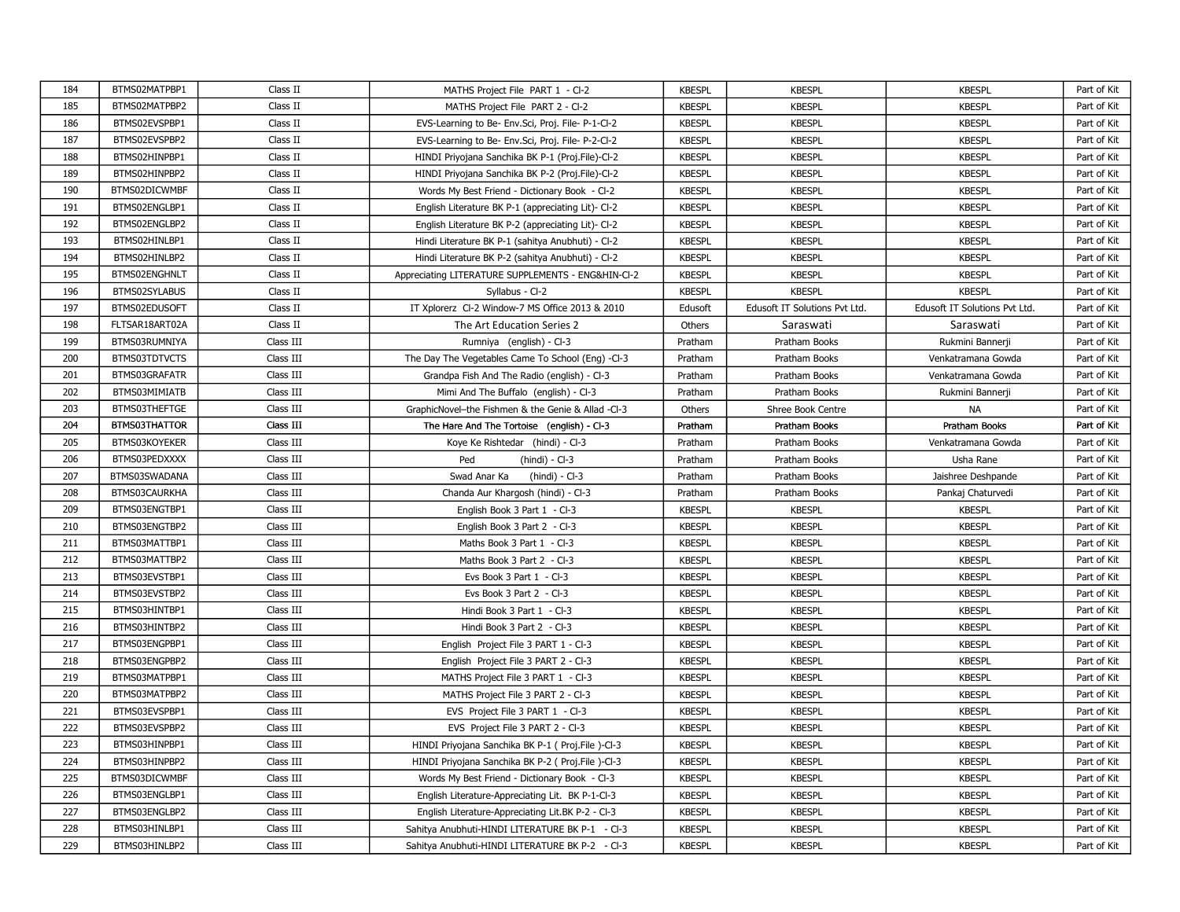| | | | | | | | |
|---|---|---|---|---|---|---|---|
| 184 | BTMS02MATPBP1 | Class II | MATHS Project File PART 1 - Cl-2 | KBESPL | KBESPL | KBESPL | Part of Kit |
| 185 | BTMS02MATPBP2 | Class II | MATHS Project File PART 2 - Cl-2 | KBESPL | KBESPL | KBESPL | Part of Kit |
| 186 | BTMS02EVSPBP1 | Class II | EVS-Learning to Be- Env.Sci, Proj. File- P-1-Cl-2 | KBESPL | KBESPL | KBESPL | Part of Kit |
| 187 | BTMS02EVSPBP2 | Class II | EVS-Learning to Be- Env.Sci, Proj. File- P-2-Cl-2 | KBESPL | KBESPL | KBESPL | Part of Kit |
| 188 | BTMS02HINPBP1 | Class II | HINDI Priyojana Sanchika BK P-1 (Proj.File)-Cl-2 | KBESPL | KBESPL | KBESPL | Part of Kit |
| 189 | BTMS02HINPBP2 | Class II | HINDI Priyojana Sanchika BK P-2 (Proj.File)-Cl-2 | KBESPL | KBESPL | KBESPL | Part of Kit |
| 190 | BTMS02DICWMBF | Class II | Words My Best Friend - Dictionary Book - Cl-2 | KBESPL | KBESPL | KBESPL | Part of Kit |
| 191 | BTMS02ENGLBP1 | Class II | English Literature BK P-1 (appreciating Lit)- Cl-2 | KBESPL | KBESPL | KBESPL | Part of Kit |
| 192 | BTMS02ENGLBP2 | Class II | English Literature BK P-2 (appreciating Lit)- Cl-2 | KBESPL | KBESPL | KBESPL | Part of Kit |
| 193 | BTMS02HINLBP1 | Class II | Hindi Literature BK P-1 (sahitya Anubhuti) - Cl-2 | KBESPL | KBESPL | KBESPL | Part of Kit |
| 194 | BTMS02HINLBP2 | Class II | Hindi Literature BK P-2 (sahitya Anubhuti) - Cl-2 | KBESPL | KBESPL | KBESPL | Part of Kit |
| 195 | BTMS02ENGHNLT | Class II | Appreciating LITERATURE SUPPLEMENTS - ENG&HIN-Cl-2 | KBESPL | KBESPL | KBESPL | Part of Kit |
| 196 | BTMS02SYLABUS | Class II | Syllabus - Cl-2 | KBESPL | KBESPL | KBESPL | Part of Kit |
| 197 | BTMS02EDUSOFT | Class II | IT Xplorerz Cl-2 Window-7 MS Office 2013 & 2010 | Edusoft | Edusoft IT Solutions Pvt Ltd. | Edusoft IT Solutions Pvt Ltd. | Part of Kit |
| 198 | FLTSAR18ART02A | Class II | The Art Education Series 2 | Others | Saraswati | Saraswati | Part of Kit |
| 199 | BTMS03RUMNIYA | Class III | Rumniya (english) - Cl-3 | Pratham | Pratham Books | Rukmini Bannerji | Part of Kit |
| 200 | BTMS03TDTVCTS | Class III | The Day The Vegetables Came To School (Eng) -Cl-3 | Pratham | Pratham Books | Venkatramana Gowda | Part of Kit |
| 201 | BTMS03GRAFATR | Class III | Grandpa Fish And The Radio (english) - Cl-3 | Pratham | Pratham Books | Venkatramana Gowda | Part of Kit |
| 202 | BTMS03MIMIATB | Class III | Mimi And The Buffalo (english) - Cl-3 | Pratham | Pratham Books | Rukmini Bannerji | Part of Kit |
| 203 | BTMS03THEFTGE | Class III | GraphicNovel–the Fishmen & the Genie & Allad -Cl-3 | Others | Shree Book Centre | NA | Part of Kit |
| 204 | BTMS03THATTOR | Class III | The Hare And The Tortoise (english) - Cl-3 | Pratham | Pratham Books | Pratham Books | Part of Kit |
| 205 | BTMS03KOYEKER | Class III | Koye Ke Rishtedar (hindi) - Cl-3 | Pratham | Pratham Books | Venkatramana Gowda | Part of Kit |
| 206 | BTMS03PEDXXXX | Class III | Ped (hindi) - Cl-3 | Pratham | Pratham Books | Usha Rane | Part of Kit |
| 207 | BTMS03SWADANA | Class III | Swad Anar Ka (hindi) - Cl-3 | Pratham | Pratham Books | Jaishree Deshpande | Part of Kit |
| 208 | BTMS03CAURKHA | Class III | Chanda Aur Khargosh (hindi) - Cl-3 | Pratham | Pratham Books | Pankaj Chaturvedi | Part of Kit |
| 209 | BTMS03ENGTBP1 | Class III | English Book 3 Part 1 - Cl-3 | KBESPL | KBESPL | KBESPL | Part of Kit |
| 210 | BTMS03ENGTBP2 | Class III | English Book 3 Part 2 - Cl-3 | KBESPL | KBESPL | KBESPL | Part of Kit |
| 211 | BTMS03MATTBP1 | Class III | Maths Book 3 Part 1 - Cl-3 | KBESPL | KBESPL | KBESPL | Part of Kit |
| 212 | BTMS03MATTBP2 | Class III | Maths Book 3 Part 2 - Cl-3 | KBESPL | KBESPL | KBESPL | Part of Kit |
| 213 | BTMS03EVSTBP1 | Class III | Evs Book 3 Part 1 - Cl-3 | KBESPL | KBESPL | KBESPL | Part of Kit |
| 214 | BTMS03EVSTBP2 | Class III | Evs Book 3 Part 2 - Cl-3 | KBESPL | KBESPL | KBESPL | Part of Kit |
| 215 | BTMS03HINTBP1 | Class III | Hindi Book 3 Part 1 - Cl-3 | KBESPL | KBESPL | KBESPL | Part of Kit |
| 216 | BTMS03HINTBP2 | Class III | Hindi Book 3 Part 2 - Cl-3 | KBESPL | KBESPL | KBESPL | Part of Kit |
| 217 | BTMS03ENGPBP1 | Class III | English Project File 3 PART 1 - Cl-3 | KBESPL | KBESPL | KBESPL | Part of Kit |
| 218 | BTMS03ENGPBP2 | Class III | English Project File 3 PART 2 - Cl-3 | KBESPL | KBESPL | KBESPL | Part of Kit |
| 219 | BTMS03MATPBP1 | Class III | MATHS Project File 3 PART 1 - Cl-3 | KBESPL | KBESPL | KBESPL | Part of Kit |
| 220 | BTMS03MATPBP2 | Class III | MATHS Project File 3 PART 2 - Cl-3 | KBESPL | KBESPL | KBESPL | Part of Kit |
| 221 | BTMS03EVSPBP1 | Class III | EVS Project File 3 PART 1 - Cl-3 | KBESPL | KBESPL | KBESPL | Part of Kit |
| 222 | BTMS03EVSPBP2 | Class III | EVS Project File 3 PART 2 - Cl-3 | KBESPL | KBESPL | KBESPL | Part of Kit |
| 223 | BTMS03HINPBP1 | Class III | HINDI Priyojana Sanchika BK P-1 ( Proj.File )-Cl-3 | KBESPL | KBESPL | KBESPL | Part of Kit |
| 224 | BTMS03HINPBP2 | Class III | HINDI Priyojana Sanchika BK P-2 ( Proj.File )-Cl-3 | KBESPL | KBESPL | KBESPL | Part of Kit |
| 225 | BTMS03DICWMBF | Class III | Words My Best Friend - Dictionary Book - Cl-3 | KBESPL | KBESPL | KBESPL | Part of Kit |
| 226 | BTMS03ENGLBP1 | Class III | English Literature-Appreciating Lit. BK P-1-Cl-3 | KBESPL | KBESPL | KBESPL | Part of Kit |
| 227 | BTMS03ENGLBP2 | Class III | English Literature-Appreciating Lit.BK P-2 - Cl-3 | KBESPL | KBESPL | KBESPL | Part of Kit |
| 228 | BTMS03HINLBP1 | Class III | Sahitya Anubhuti-HINDI LITERATURE BK P-1 - Cl-3 | KBESPL | KBESPL | KBESPL | Part of Kit |
| 229 | BTMS03HINLBP2 | Class III | Sahitya Anubhuti-HINDI LITERATURE BK P-2 - Cl-3 | KBESPL | KBESPL | KBESPL | Part of Kit |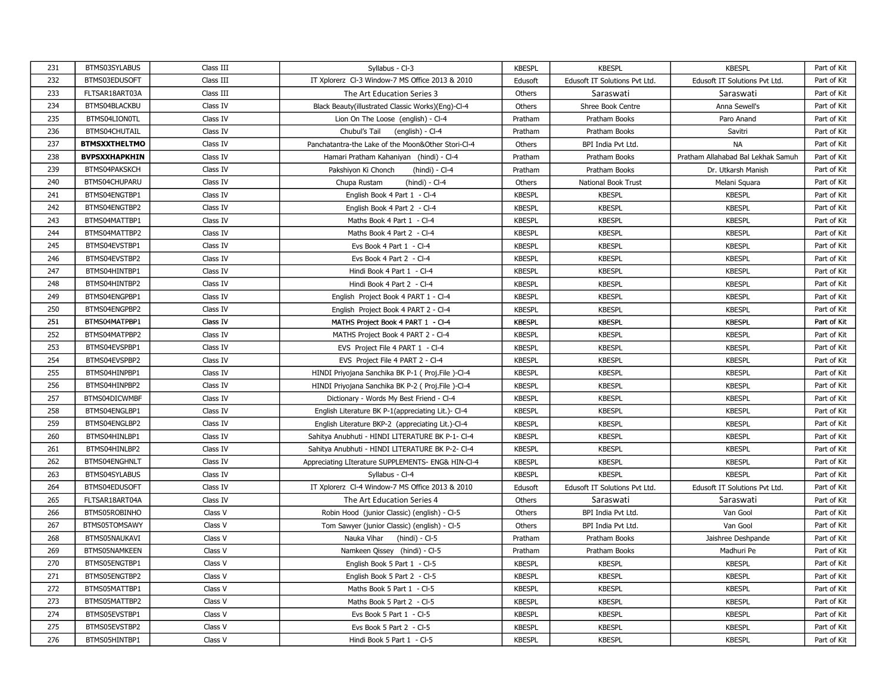| 231 | BTMS03SYLABUS | Class III | Syllabus - Cl-3 | KBESPL | KBESPL | KBESPL | Part of Kit |
|---|---|---|---|---|---|---|---|
| 232 | BTMS03EDUSOFT | Class III | IT Xplorerz Cl-3 Window-7 MS Office 2013 & 2010 | Edusoft | Edusoft IT Solutions Pvt Ltd. | Edusoft IT Solutions Pvt Ltd. | Part of Kit |
| 233 | FLTSAR18ART03A | Class III | The Art Education Series 3 | Others | Saraswati | Saraswati | Part of Kit |
| 234 | BTMS04BLACKBU | Class IV | Black Beauty(illustrated Classic Works)(Eng)-Cl-4 | Others | Shree Book Centre | Anna Sewell's | Part of Kit |
| 235 | BTMS04LION0TL | Class IV | Lion On The Loose (english) - Cl-4 | Pratham | Pratham Books | Paro Anand | Part of Kit |
| 236 | BTMS04CHUTAIL | Class IV | Chubul's Tail (english) - Cl-4 | Pratham | Pratham Books | Savitri | Part of Kit |
| 237 | **BTMSXXTHELTMO** | Class IV | Panchatantra-the Lake of the Moon&Other Stori-Cl-4 | Others | BPI India Pvt Ltd. | NA | Part of Kit |
| 238 | **BVPSXXHAPKHIN** | Class IV | Hamari Pratham Kahaniyan (hindi) - Cl-4 | Pratham | Pratham Books | Pratham Allahabad Bal Lekhak Samuh | Part of Kit |
| 239 | BTMS04PAKSKCH | Class IV | Pakshiyon Ki Chonch (hindi) - Cl-4 | Pratham | Pratham Books | Dr. Utkarsh Manish | Part of Kit |
| 240 | BTMS04CHUPARU | Class IV | Chupa Rustam (hindi) - Cl-4 | Others | National Book Trust | Melani Squara | Part of Kit |
| 241 | BTMS04ENGTBP1 | Class IV | English Book 4 Part 1 - Cl-4 | KBESPL | KBESPL | KBESPL | Part of Kit |
| 242 | BTMS04ENGTBP2 | Class IV | English Book 4 Part 2 - Cl-4 | KBESPL | KBESPL | KBESPL | Part of Kit |
| 243 | BTMS04MATTBP1 | Class IV | Maths Book 4 Part 1 - Cl-4 | KBESPL | KBESPL | KBESPL | Part of Kit |
| 244 | BTMS04MATTBP2 | Class IV | Maths Book 4 Part 2 - Cl-4 | KBESPL | KBESPL | KBESPL | Part of Kit |
| 245 | BTMS04EVSTBP1 | Class IV | Evs Book 4 Part 1 - Cl-4 | KBESPL | KBESPL | KBESPL | Part of Kit |
| 246 | BTMS04EVSTBP2 | Class IV | Evs Book 4 Part 2 - Cl-4 | KBESPL | KBESPL | KBESPL | Part of Kit |
| 247 | BTMS04HINTBP1 | Class IV | Hindi Book 4 Part 1 - Cl-4 | KBESPL | KBESPL | KBESPL | Part of Kit |
| 248 | BTMS04HINTBP2 | Class IV | Hindi Book 4 Part 2 - Cl-4 | KBESPL | KBESPL | KBESPL | Part of Kit |
| 249 | BTMS04ENGPBP1 | Class IV | English Project Book 4 PART 1 - Cl-4 | KBESPL | KBESPL | KBESPL | Part of Kit |
| 250 | BTMS04ENGPBP2 | Class IV | English Project Book 4 PART 2 - Cl-4 | KBESPL | KBESPL | KBESPL | Part of Kit |
| 251 | BTMS04MATPBP1 | Class IV | MATHS Project Book 4 PART 1 - Cl-4 | KBESPL | KBESPL | KBESPL | Part of Kit |
| 252 | BTMS04MATPBP2 | Class IV | MATHS Project Book 4 PART 2 - Cl-4 | KBESPL | KBESPL | KBESPL | Part of Kit |
| 253 | BTMS04EVSPBP1 | Class IV | EVS Project File 4 PART 1 - Cl-4 | KBESPL | KBESPL | KBESPL | Part of Kit |
| 254 | BTMS04EVSPBP2 | Class IV | EVS Project File 4 PART 2 - Cl-4 | KBESPL | KBESPL | KBESPL | Part of Kit |
| 255 | BTMS04HINPBP1 | Class IV | HINDI Priyojana Sanchika BK P-1 ( Proj.File )-Cl-4 | KBESPL | KBESPL | KBESPL | Part of Kit |
| 256 | BTMS04HINPBP2 | Class IV | HINDI Priyojana Sanchika BK P-2 ( Proj.File )-Cl-4 | KBESPL | KBESPL | KBESPL | Part of Kit |
| 257 | BTMS04DICWMBF | Class IV | Dictionary - Words My Best Friend - Cl-4 | KBESPL | KBESPL | KBESPL | Part of Kit |
| 258 | BTMS04ENGLBP1 | Class IV | English Literature BK P-1(appreciating Lit.)- Cl-4 | KBESPL | KBESPL | KBESPL | Part of Kit |
| 259 | BTMS04ENGLBP2 | Class IV | English Literature BKP-2 (appreciating Lit.)-Cl-4 | KBESPL | KBESPL | KBESPL | Part of Kit |
| 260 | BTMS04HINLBP1 | Class IV | Sahitya Anubhuti - HINDI LITERATURE BK P-1- Cl-4 | KBESPL | KBESPL | KBESPL | Part of Kit |
| 261 | BTMS04HINLBP2 | Class IV | Sahitya Anubhuti - HINDI LITERATURE BK P-2- Cl-4 | KBESPL | KBESPL | KBESPL | Part of Kit |
| 262 | BTMS04ENGHNLT | Class IV | Appreciating LIterature SUPPLEMENTS- ENG& HIN-Cl-4 | KBESPL | KBESPL | KBESPL | Part of Kit |
| 263 | BTMS04SYLABUS | Class IV | Syllabus - Cl-4 | KBESPL | KBESPL | KBESPL | Part of Kit |
| 264 | BTMS04EDUSOFT | Class IV | IT Xplorerz Cl-4 Window-7 MS Office 2013 & 2010 | Edusoft | Edusoft IT Solutions Pvt Ltd. | Edusoft IT Solutions Pvt Ltd. | Part of Kit |
| 265 | FLTSAR18ART04A | Class IV | The Art Education Series 4 | Others | Saraswati | Saraswati | Part of Kit |
| 266 | BTMS05ROBINHO | Class V | Robin Hood (junior Classic) (english) - Cl-5 | Others | BPI India Pvt Ltd. | Van Gool | Part of Kit |
| 267 | BTMS05TOMSAWY | Class V | Tom Sawyer (junior Classic) (english) - Cl-5 | Others | BPI India Pvt Ltd. | Van Gool | Part of Kit |
| 268 | BTMS05NAUKAVI | Class V | Nauka Vihar (hindi) - Cl-5 | Pratham | Pratham Books | Jaishree Deshpande | Part of Kit |
| 269 | BTMS05NAMKEEN | Class V | Namkeen Qissey (hindi) - Cl-5 | Pratham | Pratham Books | Madhuri Pe | Part of Kit |
| 270 | BTMS05ENGTBP1 | Class V | English Book 5 Part 1 - Cl-5 | KBESPL | KBESPL | KBESPL | Part of Kit |
| 271 | BTMS05ENGTBP2 | Class V | English Book 5 Part 2 - Cl-5 | KBESPL | KBESPL | KBESPL | Part of Kit |
| 272 | BTMS05MATTBP1 | Class V | Maths Book 5 Part 1 - Cl-5 | KBESPL | KBESPL | KBESPL | Part of Kit |
| 273 | BTMS05MATTBP2 | Class V | Maths Book 5 Part 2 - Cl-5 | KBESPL | KBESPL | KBESPL | Part of Kit |
| 274 | BTMS05EVSTBP1 | Class V | Evs Book 5 Part 1 - Cl-5 | KBESPL | KBESPL | KBESPL | Part of Kit |
| 275 | BTMS05EVSTBP2 | Class V | Evs Book 5 Part 2 - Cl-5 | KBESPL | KBESPL | KBESPL | Part of Kit |
| 276 | BTMS05HINTBP1 | Class V | Hindi Book 5 Part 1 - Cl-5 | KBESPL | KBESPL | KBESPL | Part of Kit |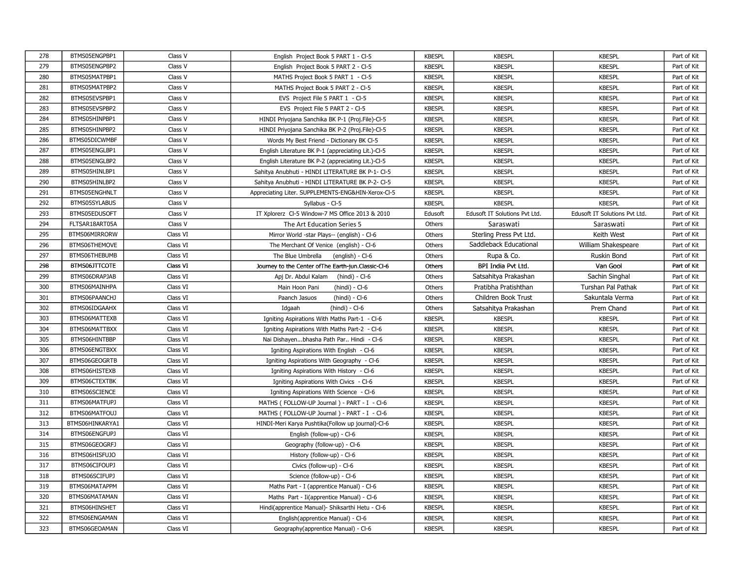| 278 | BTMS05ENGPBP1 | Class V | English Project Book 5 PART 1 - Cl-5 | KBESPL | KBESPL | KBESPL | Part of Kit |
|---|---|---|---|---|---|---|---|
| 279 | BTMS05ENGPBP2 | Class V | English Project Book 5 PART 2 - Cl-5 | KBESPL | KBESPL | KBESPL | Part of Kit |
| 280 | BTMS05MATPBP1 | Class V | MATHS Project Book 5 PART 1 - Cl-5 | KBESPL | KBESPL | KBESPL | Part of Kit |
| 281 | BTMS05MATPBP2 | Class V | MATHS Project Book 5 PART 2 - Cl-5 | KBESPL | KBESPL | KBESPL | Part of Kit |
| 282 | BTMS05EVSPBP1 | Class V | EVS Project File 5 PART 1 - Cl-5 | KBESPL | KBESPL | KBESPL | Part of Kit |
| 283 | BTMS05EVSPBP2 | Class V | EVS Project File 5 PART 2 - Cl-5 | KBESPL | KBESPL | KBESPL | Part of Kit |
| 284 | BTMS05HINPBP1 | Class V | HINDI Priyojana Sanchika BK P-1 (Proj.File)-Cl-5 | KBESPL | KBESPL | KBESPL | Part of Kit |
| 285 | BTMS05HINPBP2 | Class V | HINDI Priyojana Sanchika BK P-2 (Proj.File)-Cl-5 | KBESPL | KBESPL | KBESPL | Part of Kit |
| 286 | BTMS05DICWMBF | Class V | Words My Best Friend - Dictionary BK Cl-5 | KBESPL | KBESPL | KBESPL | Part of Kit |
| 287 | BTMS05ENGLBP1 | Class V | English Literature BK P-1 (appreciating Lit.)-Cl-5 | KBESPL | KBESPL | KBESPL | Part of Kit |
| 288 | BTMS05ENGLBP2 | Class V | English Literature BK P-2 (appreciating Lit.)-Cl-5 | KBESPL | KBESPL | KBESPL | Part of Kit |
| 289 | BTMS05HINLBP1 | Class V | Sahitya Anubhuti - HINDI LITERATURE BK P-1- Cl-5 | KBESPL | KBESPL | KBESPL | Part of Kit |
| 290 | BTMS05HINLBP2 | Class V | Sahitya Anubhuti - HINDI LITERATURE BK P-2- Cl-5 | KBESPL | KBESPL | KBESPL | Part of Kit |
| 291 | BTMS05ENGHNLT | Class V | Appreciating Liter. SUPPLEMENTS-ENG&HIN-Xerox-Cl-5 | KBESPL | KBESPL | KBESPL | Part of Kit |
| 292 | BTMS05SYLABUS | Class V | Syllabus - Cl-5 | KBESPL | KBESPL | KBESPL | Part of Kit |
| 293 | BTMS05EDUSOFT | Class V | IT Xplorerz Cl-5 Window-7 MS Office 2013 & 2010 | Edusoft | Edusoft IT Solutions Pvt Ltd. | Edusoft IT Solutions Pvt Ltd. | Part of Kit |
| 294 | FLTSAR18ART05A | Class V | The Art Education Series 5 | Others | Saraswati | Saraswati | Part of Kit |
| 295 | BTMS06MIRRORW | Class VI | Mirror World -star Plays-- (english) - Cl-6 | Others | Sterling Press Pvt Ltd. | Keith West | Part of Kit |
| 296 | BTMS06THEMOVE | Class VI | The Merchant Of Venice (english) - Cl-6 | Others | Saddleback Educational | William Shakespeare | Part of Kit |
| 297 | BTMS06THEBUMB | Class VI | The Blue Umbrella (english) - Cl-6 | Others | Rupa & Co. | Ruskin Bond | Part of Kit |
| 298 | BTMS06JTTCOTE | Class VI | Journey to the Center ofThe Earth-jun.Classic-Cl-6 | Others | BPI India Pvt Ltd. | Van Gool | Part of Kit |
| 299 | BTMS06DRAPJAB | Class VI | Apj Dr. Abdul Kalam (hindi) - Cl-6 | Others | Satsahitya Prakashan | Sachin Singhal | Part of Kit |
| 300 | BTMS06MAINHPA | Class VI | Main Hoon Pani (hindi) - Cl-6 | Others | Pratibha Pratishthan | Turshan Pal Pathak | Part of Kit |
| 301 | BTMS06PAANCHJ | Class VI | Paanch Jasuos (hindi) - Cl-6 | Others | Children Book Trust | Sakuntala Verma | Part of Kit |
| 302 | BTMS06IDGAAHX | Class VI | Idgaah (hindi) - Cl-6 | Others | Satsahitya Prakashan | Prem Chand | Part of Kit |
| 303 | BTMS06MATTEXB | Class VI | Igniting Aspirations With Maths Part-1 - Cl-6 | KBESPL | KBESPL | KBESPL | Part of Kit |
| 304 | BTMS06MATTBXX | Class VI | Igniting Aspirations With Maths Part-2 - Cl-6 | KBESPL | KBESPL | KBESPL | Part of Kit |
| 305 | BTMS06HINTBBP | Class VI | Nai Dishayen...bhasha Path Par.. Hindi - Cl-6 | KBESPL | KBESPL | KBESPL | Part of Kit |
| 306 | BTMS06ENGTBXX | Class VI | Igniting Aspirations With English - Cl-6 | KBESPL | KBESPL | KBESPL | Part of Kit |
| 307 | BTMS06GEOGRTB | Class VI | Igniting Aspirations With Geography - Cl-6 | KBESPL | KBESPL | KBESPL | Part of Kit |
| 308 | BTMS06HISTEXB | Class VI | Igniting Aspirations With History - Cl-6 | KBESPL | KBESPL | KBESPL | Part of Kit |
| 309 | BTMS06CTEXTBK | Class VI | Igniting Aspirations With Civics - Cl-6 | KBESPL | KBESPL | KBESPL | Part of Kit |
| 310 | BTMS06SCIENCE | Class VI | Igniting Aspirations With Science - Cl-6 | KBESPL | KBESPL | KBESPL | Part of Kit |
| 311 | BTMS06MATFUPJ | Class VI | MATHS ( FOLLOW-UP Journal ) - PART - I - Cl-6 | KBESPL | KBESPL | KBESPL | Part of Kit |
| 312 | BTMS06MATFOUJ | Class VI | MATHS ( FOLLOW-UP Journal ) - PART - I - Cl-6 | KBESPL | KBESPL | KBESPL | Part of Kit |
| 313 | BTMS06HINKARYA1 | Class VI | HINDI-Meri Karya Pushtika(Follow up journal)-Cl-6 | KBESPL | KBESPL | KBESPL | Part of Kit |
| 314 | BTMS06ENGFUPJ | Class VI | English (follow-up) - Cl-6 | KBESPL | KBESPL | KBESPL | Part of Kit |
| 315 | BTMS06GEOGRFJ | Class VI | Geography (follow-up) - Cl-6 | KBESPL | KBESPL | KBESPL | Part of Kit |
| 316 | BTMS06HISFUJO | Class VI | History (follow-up) - Cl-6 | KBESPL | KBESPL | KBESPL | Part of Kit |
| 317 | BTMS06CIFOUPJ | Class VI | Civics (follow-up) - Cl-6 | KBESPL | KBESPL | KBESPL | Part of Kit |
| 318 | BTMS06SCIFUPJ | Class VI | Science (follow-up) - Cl-6 | KBESPL | KBESPL | KBESPL | Part of Kit |
| 319 | BTMS06MATAPPM | Class VI | Maths Part - I (apprentice Manual) - Cl-6 | KBESPL | KBESPL | KBESPL | Part of Kit |
| 320 | BTMS06MATAMAN | Class VI | Maths Part - Ii(apprentice Manual) - Cl-6 | KBESPL | KBESPL | KBESPL | Part of Kit |
| 321 | BTMS06HINSHET | Class VI | Hindi(apprentice Manual)- Shiksarthi Hetu - Cl-6 | KBESPL | KBESPL | KBESPL | Part of Kit |
| 322 | BTMS06ENGAMAN | Class VI | English(apprentice Manual) - Cl-6 | KBESPL | KBESPL | KBESPL | Part of Kit |
| 323 | BTMS06GEOAMAN | Class VI | Geography(apprentice Manual) - Cl-6 | KBESPL | KBESPL | KBESPL | Part of Kit |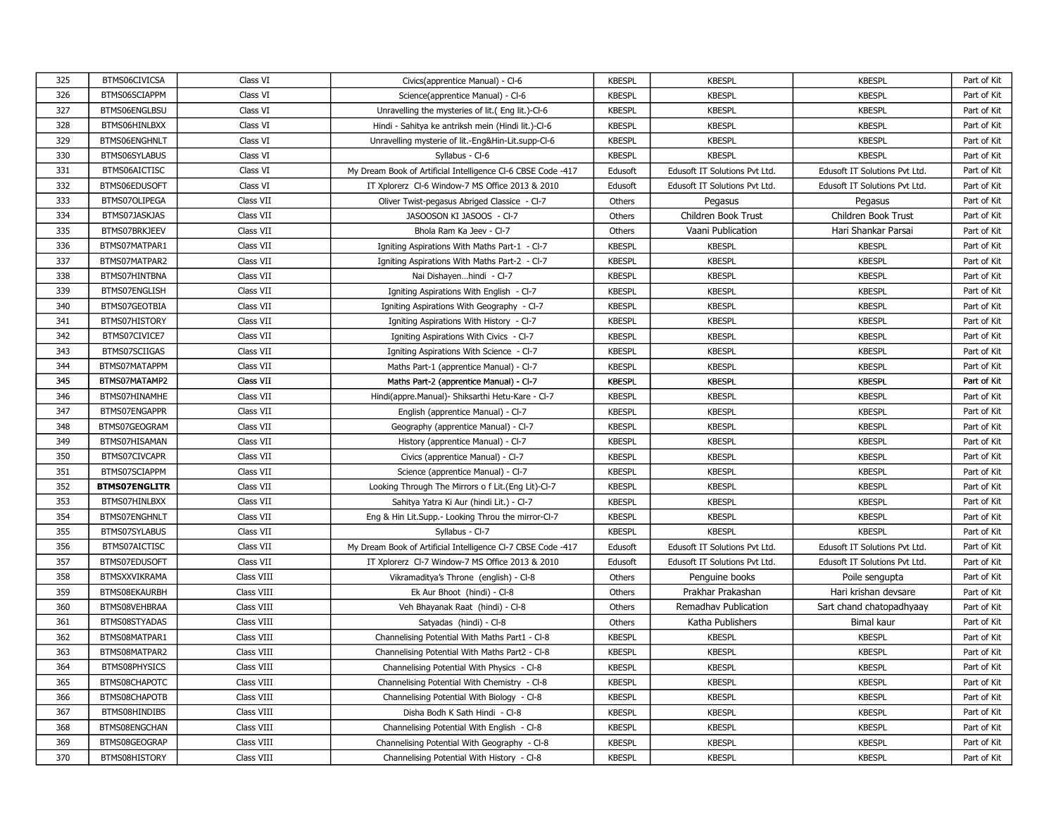| 325 | BTMS06CIVICSA | Class VI | Civics(apprentice Manual) - Cl-6 | KBESPL | KBESPL | KBESPL | Part of Kit |
|---|---|---|---|---|---|---|---|
| 326 | BTMS06SCIAPPM | Class VI | Science(apprentice Manual) - Cl-6 | KBESPL | KBESPL | KBESPL | Part of Kit |
| 327 | BTMS06ENGLBSU | Class VI | Unravelling the mysteries of lit.( Eng lit.)-Cl-6 | KBESPL | KBESPL | KBESPL | Part of Kit |
| 328 | BTMS06HINLBXX | Class VI | Hindi - Sahitya ke antriksh mein (Hindi lit.)-Cl-6 | KBESPL | KBESPL | KBESPL | Part of Kit |
| 329 | BTMS06ENGHNLT | Class VI | Unravelling mysterie of lit.-Eng&Hin-Lit.supp-Cl-6 | KBESPL | KBESPL | KBESPL | Part of Kit |
| 330 | BTMS06SYLABUS | Class VI | Syllabus - Cl-6 | KBESPL | KBESPL | KBESPL | Part of Kit |
| 331 | BTMS06AICTISC | Class VI | My Dream Book of Artificial Intelligence Cl-6 CBSE Code -417 | Edusoft | Edusoft IT Solutions Pvt Ltd. | Edusoft IT Solutions Pvt Ltd. | Part of Kit |
| 332 | BTMS06EDUSOFT | Class VI | IT Xplorerz Cl-6 Window-7 MS Office 2013 & 2010 | Edusoft | Edusoft IT Solutions Pvt Ltd. | Edusoft IT Solutions Pvt Ltd. | Part of Kit |
| 333 | BTMS07OLIPEGA | Class VII | Oliver Twist-pegasus Abriged Classice - Cl-7 | Others | Pegasus | Pegasus | Part of Kit |
| 334 | BTMS07JASKJAS | Class VII | JASOOSON KI JASOOS - Cl-7 | Others | Children Book Trust | Children Book Trust | Part of Kit |
| 335 | BTMS07BRKJEEV | Class VII | Bhola Ram Ka Jeev - Cl-7 | Others | Vaani Publication | Hari Shankar Parsai | Part of Kit |
| 336 | BTMS07MATPAR1 | Class VII | Igniting Aspirations With Maths Part-1 - Cl-7 | KBESPL | KBESPL | KBESPL | Part of Kit |
| 337 | BTMS07MATPAR2 | Class VII | Igniting Aspirations With Maths Part-2 - Cl-7 | KBESPL | KBESPL | KBESPL | Part of Kit |
| 338 | BTMS07HINTBNA | Class VII | Nai Dishayen...hindi - Cl-7 | KBESPL | KBESPL | KBESPL | Part of Kit |
| 339 | BTMS07ENGLISH | Class VII | Igniting Aspirations With English - Cl-7 | KBESPL | KBESPL | KBESPL | Part of Kit |
| 340 | BTMS07GEOTBIA | Class VII | Igniting Aspirations With Geography - Cl-7 | KBESPL | KBESPL | KBESPL | Part of Kit |
| 341 | BTMS07HISTORY | Class VII | Igniting Aspirations With History - Cl-7 | KBESPL | KBESPL | KBESPL | Part of Kit |
| 342 | BTMS07CIVICE7 | Class VII | Igniting Aspirations With Civics - Cl-7 | KBESPL | KBESPL | KBESPL | Part of Kit |
| 343 | BTMS07SCIIGAS | Class VII | Igniting Aspirations With Science - Cl-7 | KBESPL | KBESPL | KBESPL | Part of Kit |
| 344 | BTMS07MATAPPM | Class VII | Maths Part-1 (apprentice Manual) - Cl-7 | KBESPL | KBESPL | KBESPL | Part of Kit |
| 345 | BTMS07MATAMP2 | Class VII | Maths Part-2 (apprentice Manual) - Cl-7 | KBESPL | KBESPL | KBESPL | Part of Kit |
| 346 | BTMS07HINAMHE | Class VII | Hindi(appre.Manual)- Shiksarthi Hetu-Kare - Cl-7 | KBESPL | KBESPL | KBESPL | Part of Kit |
| 347 | BTMS07ENGAPPR | Class VII | English (apprentice Manual) - Cl-7 | KBESPL | KBESPL | KBESPL | Part of Kit |
| 348 | BTMS07GEOGRAM | Class VII | Geography (apprentice Manual) - Cl-7 | KBESPL | KBESPL | KBESPL | Part of Kit |
| 349 | BTMS07HISAMAN | Class VII | History (apprentice Manual) - Cl-7 | KBESPL | KBESPL | KBESPL | Part of Kit |
| 350 | BTMS07CIVCAPR | Class VII | Civics (apprentice Manual) - Cl-7 | KBESPL | KBESPL | KBESPL | Part of Kit |
| 351 | BTMS07SCIAPPM | Class VII | Science (apprentice Manual) - Cl-7 | KBESPL | KBESPL | KBESPL | Part of Kit |
| 352 | **BTMS07ENGLITR** | Class VII | Looking Through The Mirrors o f Lit.(Eng Lit)-Cl-7 | KBESPL | KBESPL | KBESPL | Part of Kit |
| 353 | BTMS07HINLBXX | Class VII | Sahitya Yatra Ki Aur (hindi Lit.) - Cl-7 | KBESPL | KBESPL | KBESPL | Part of Kit |
| 354 | BTMS07ENGHNLT | Class VII | Eng & Hin Lit.Supp.- Looking Throu the mirror-Cl-7 | KBESPL | KBESPL | KBESPL | Part of Kit |
| 355 | BTMS07SYLABUS | Class VII | Syllabus - Cl-7 | KBESPL | KBESPL | KBESPL | Part of Kit |
| 356 | BTMS07AICTISC | Class VII | My Dream Book of Artificial Intelligence Cl-7 CBSE Code -417 | Edusoft | Edusoft IT Solutions Pvt Ltd. | Edusoft IT Solutions Pvt Ltd. | Part of Kit |
| 357 | BTMS07EDUSOFT | Class VII | IT Xplorerz Cl-7 Window-7 MS Office 2013 & 2010 | Edusoft | Edusoft IT Solutions Pvt Ltd. | Edusoft IT Solutions Pvt Ltd. | Part of Kit |
| 358 | BTMSXXVIKRAMA | Class VIII | Vikramaditya's Throne (english) - Cl-8 | Others | Penguine books | Poile sengupta | Part of Kit |
| 359 | BTMS08EKAURBH | Class VIII | Ek Aur Bhoot (hindi) - Cl-8 | Others | Prakhar Prakashan | Hari krishan devsare | Part of Kit |
| 360 | BTMS08VEHBRAA | Class VIII | Veh Bhayanak Raat (hindi) - Cl-8 | Others | Remadhav Publication | Sart chand chatopadhyaay | Part of Kit |
| 361 | BTMS08STYADAS | Class VIII | Satyadas (hindi) - Cl-8 | Others | Katha Publishers | Bimal kaur | Part of Kit |
| 362 | BTMS08MATPAR1 | Class VIII | Channelising Potential With Maths Part1 - Cl-8 | KBESPL | KBESPL | KBESPL | Part of Kit |
| 363 | BTMS08MATPAR2 | Class VIII | Channelising Potential With Maths Part2 - Cl-8 | KBESPL | KBESPL | KBESPL | Part of Kit |
| 364 | BTMS08PHYSICS | Class VIII | Channelising Potential With Physics - Cl-8 | KBESPL | KBESPL | KBESPL | Part of Kit |
| 365 | BTMS08CHAPOTC | Class VIII | Channelising Potential With Chemistry - Cl-8 | KBESPL | KBESPL | KBESPL | Part of Kit |
| 366 | BTMS08CHAPOTB | Class VIII | Channelising Potential With Biology - Cl-8 | KBESPL | KBESPL | KBESPL | Part of Kit |
| 367 | BTMS08HINDIBS | Class VIII | Disha Bodh K Sath Hindi - Cl-8 | KBESPL | KBESPL | KBESPL | Part of Kit |
| 368 | BTMS08ENGCHAN | Class VIII | Channelising Potential With English - Cl-8 | KBESPL | KBESPL | KBESPL | Part of Kit |
| 369 | BTMS08GEOGRAP | Class VIII | Channelising Potential With Geography - Cl-8 | KBESPL | KBESPL | KBESPL | Part of Kit |
| 370 | BTMS08HISTORY | Class VIII | Channelising Potential With History - Cl-8 | KBESPL | KBESPL | KBESPL | Part of Kit |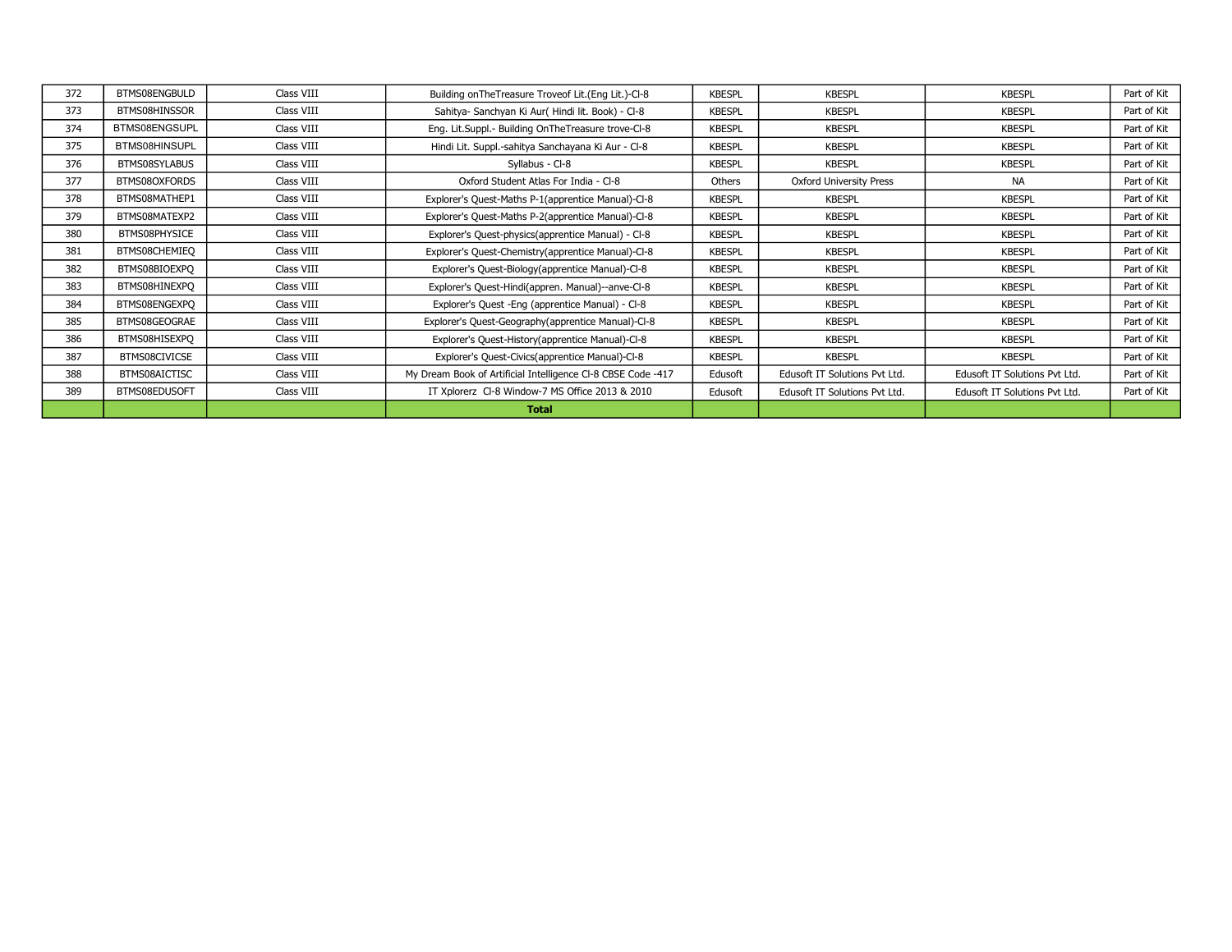| | | | | | | | |
|---|---|---|---|---|---|---|---|
| 372 | BTMS08ENGBULD | Class VIII | Building onTheTreasure Troveof Lit.(Eng Lit.)-Cl-8 | KBESPL | KBESPL | KBESPL | Part of Kit |
| 373 | BTMS08HINSSOR | Class VIII | Sahitya- Sanchyan Ki Aur( Hindi lit. Book) - Cl-8 | KBESPL | KBESPL | KBESPL | Part of Kit |
| 374 | BTMS08ENGSUPL | Class VIII | Eng. Lit.Suppl.- Building OnTheTreasure trove-Cl-8 | KBESPL | KBESPL | KBESPL | Part of Kit |
| 375 | BTMS08HINSUPL | Class VIII | Hindi Lit. Suppl.-sahitya Sanchayana Ki Aur - Cl-8 | KBESPL | KBESPL | KBESPL | Part of Kit |
| 376 | BTMS08SYLABUS | Class VIII | Syllabus - Cl-8 | KBESPL | KBESPL | KBESPL | Part of Kit |
| 377 | BTMS08OXFORDS | Class VIII | Oxford Student Atlas For India - Cl-8 | Others | Oxford University Press | NA | Part of Kit |
| 378 | BTMS08MATHEP1 | Class VIII | Explorer's Quest-Maths P-1(apprentice Manual)-Cl-8 | KBESPL | KBESPL | KBESPL | Part of Kit |
| 379 | BTMS08MATEXP2 | Class VIII | Explorer's Quest-Maths P-2(apprentice Manual)-Cl-8 | KBESPL | KBESPL | KBESPL | Part of Kit |
| 380 | BTMS08PHYSICE | Class VIII | Explorer's Quest-physics(apprentice Manual) - Cl-8 | KBESPL | KBESPL | KBESPL | Part of Kit |
| 381 | BTMS08CHEMIEQ | Class VIII | Explorer's Quest-Chemistry(apprentice Manual)-Cl-8 | KBESPL | KBESPL | KBESPL | Part of Kit |
| 382 | BTMS08BIOEXPQ | Class VIII | Explorer's Quest-Biology(apprentice Manual)-Cl-8 | KBESPL | KBESPL | KBESPL | Part of Kit |
| 383 | BTMS08HINEXPQ | Class VIII | Explorer's Quest-Hindi(appren. Manual)--anve-Cl-8 | KBESPL | KBESPL | KBESPL | Part of Kit |
| 384 | BTMS08ENGEXPQ | Class VIII | Explorer's Quest -Eng (apprentice Manual) - Cl-8 | KBESPL | KBESPL | KBESPL | Part of Kit |
| 385 | BTMS08GEOGRAE | Class VIII | Explorer's Quest-Geography(apprentice Manual)-Cl-8 | KBESPL | KBESPL | KBESPL | Part of Kit |
| 386 | BTMS08HISEXPQ | Class VIII | Explorer's Quest-History(apprentice Manual)-Cl-8 | KBESPL | KBESPL | KBESPL | Part of Kit |
| 387 | BTMS08CIVICSE | Class VIII | Explorer's Quest-Civics(apprentice Manual)-Cl-8 | KBESPL | KBESPL | KBESPL | Part of Kit |
| 388 | BTMS08AICTISC | Class VIII | My Dream Book of Artificial Intelligence Cl-8 CBSE Code -417 | Edusoft | Edusoft IT Solutions Pvt Ltd. | Edusoft IT Solutions Pvt Ltd. | Part of Kit |
| 389 | BTMS08EDUSOFT | Class VIII | IT Xplorerz Cl-8 Window-7 MS Office 2013 & 2010 | Edusoft | Edusoft IT Solutions Pvt Ltd. | Edusoft IT Solutions Pvt Ltd. | Part of Kit |
| | | | **Total** | | | | |